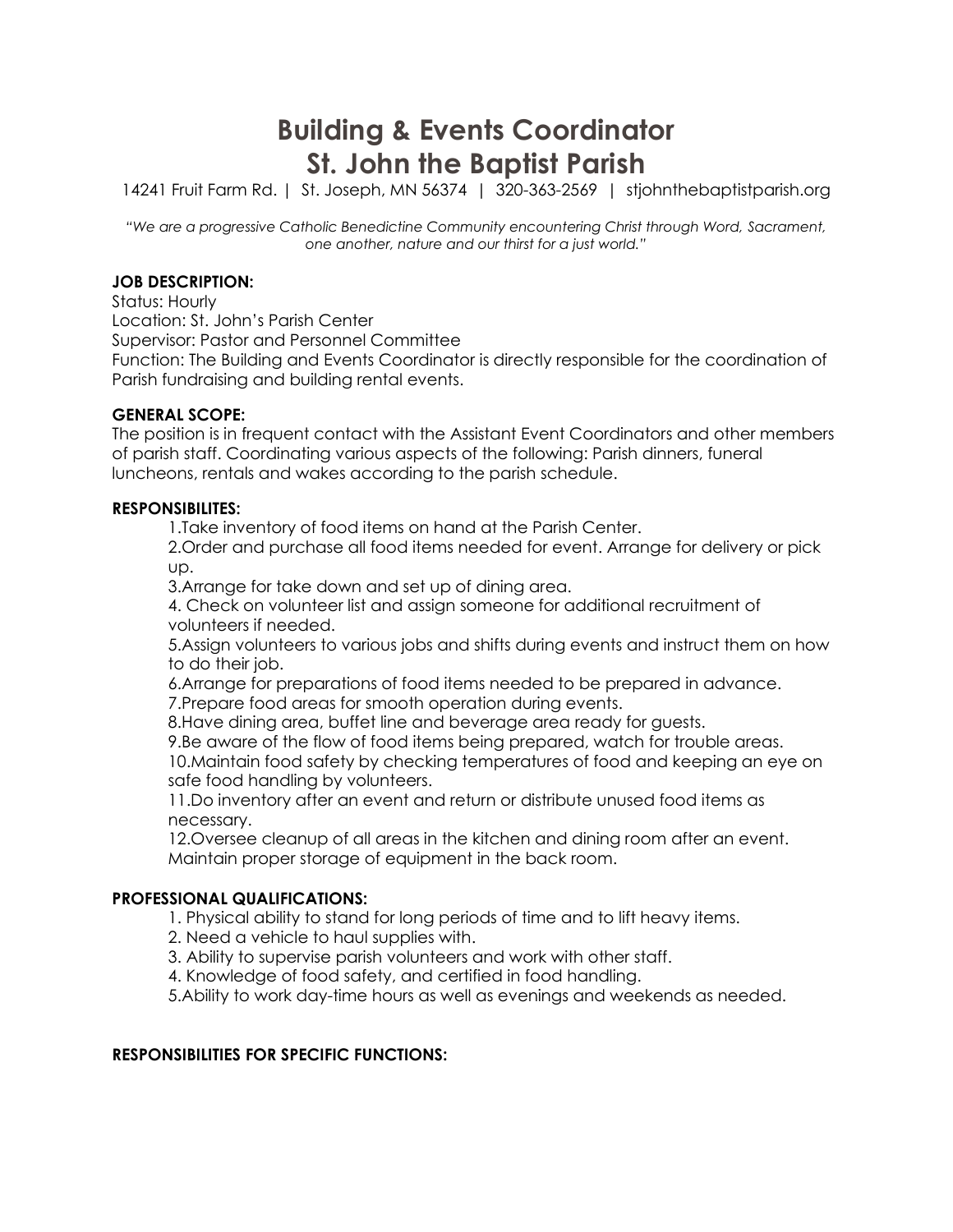# Building & Events Coordinator
# St. John the Baptist Parish

14241 Fruit Farm Rd. | St. Joseph, MN 56374 | 320-363-2569 | stjohnthebaptistparish.org

*"We are a progressive Catholic Benedictine Community encountering Christ through Word, Sacrament, one another, nature and our thirst for a just world."*

**JOB DESCRIPTION:**

Status: Hourly
Location: St. John's Parish Center
Supervisor: Pastor and Personnel Committee
Function: The Building and Events Coordinator is directly responsible for the coordination of Parish fundraising and building rental events.

**GENERAL SCOPE:**

The position is in frequent contact with the Assistant Event Coordinators and other members of parish staff. Coordinating various aspects of the following: Parish dinners, funeral luncheons, rentals and wakes according to the parish schedule.

**RESPONSIBILITES:**

1. Take inventory of food items on hand at the Parish Center.
2. Order and purchase all food items needed for event. Arrange for delivery or pick up.
3. Arrange for take down and set up of dining area.
4. Check on volunteer list and assign someone for additional recruitment of volunteers if needed.
5. Assign volunteers to various jobs and shifts during events and instruct them on how to do their job.
6. Arrange for preparations of food items needed to be prepared in advance.
7. Prepare food areas for smooth operation during events.
8. Have dining area, buffet line and beverage area ready for guests.
9. Be aware of the flow of food items being prepared, watch for trouble areas.
10. Maintain food safety by checking temperatures of food and keeping an eye on safe food handling by volunteers.
11. Do inventory after an event and return or distribute unused food items as necessary.
12. Oversee cleanup of all areas in the kitchen and dining room after an event. Maintain proper storage of equipment in the back room.

**PROFESSIONAL QUALIFICATIONS:**

1. Physical ability to stand for long periods of time and to lift heavy items.
2. Need a vehicle to haul supplies with.
3. Ability to supervise parish volunteers and work with other staff.
4. Knowledge of food safety, and certified in food handling.
5. Ability to work day-time hours as well as evenings and weekends as needed.

**RESPONSIBILITIES FOR SPECIFIC FUNCTIONS:**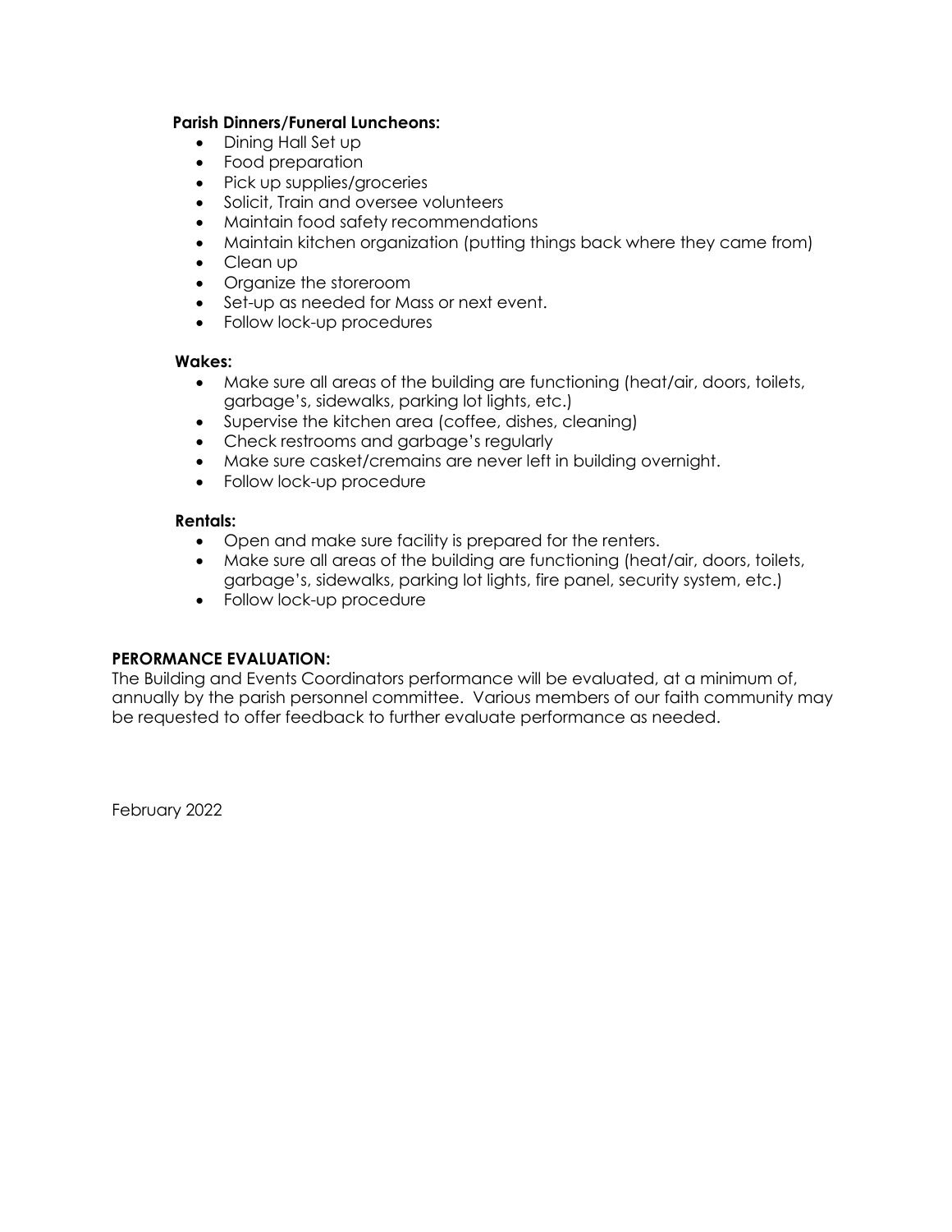**Parish Dinners/Funeral Luncheons:**

- Dining Hall Set up
- Food preparation
- Pick up supplies/groceries
- Solicit, Train and oversee volunteers
- Maintain food safety recommendations
- Maintain kitchen organization (putting things back where they came from)
- Clean up
- Organize the storeroom
- Set-up as needed for Mass or next event.
- Follow lock-up procedures

**Wakes:**

- Make sure all areas of the building are functioning (heat/air, doors, toilets, garbage's, sidewalks, parking lot lights, etc.)
- Supervise the kitchen area (coffee, dishes, cleaning)
- Check restrooms and garbage's regularly
- Make sure casket/cremains are never left in building overnight.
- Follow lock-up procedure

**Rentals:**

- Open and make sure facility is prepared for the renters.
- Make sure all areas of the building are functioning (heat/air, doors, toilets, garbage's, sidewalks, parking lot lights, fire panel, security system, etc.)
- Follow lock-up procedure

**PERORMANCE EVALUATION:**

The Building and Events Coordinators performance will be evaluated, at a minimum of, annually by the parish personnel committee. Various members of our faith community may be requested to offer feedback to further evaluate performance as needed.

February 2022